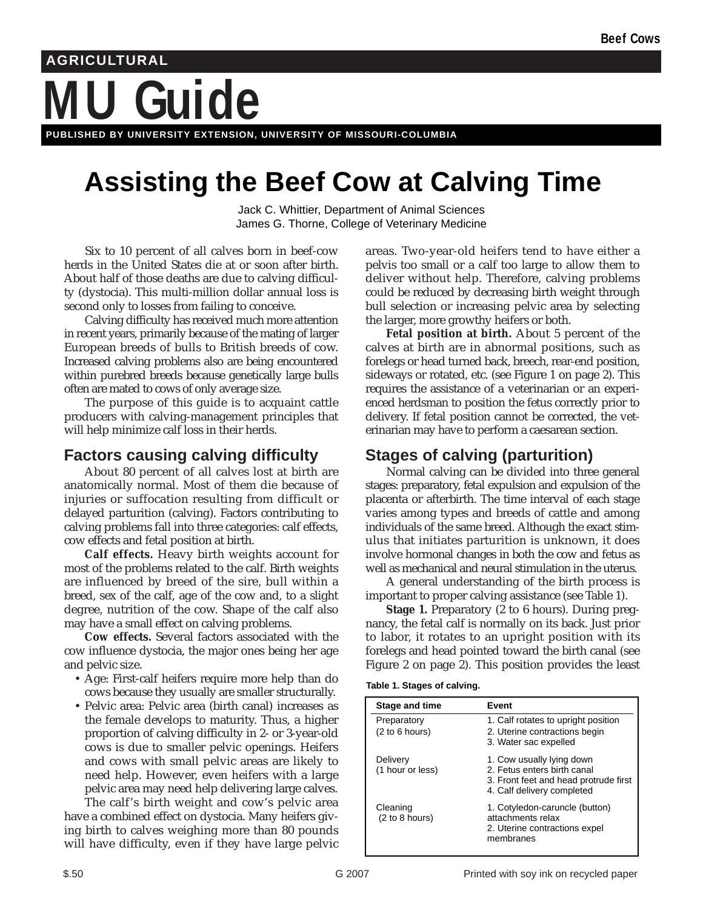AGRICULTURAL

# MU Guide

PUBLISHED BY UNIVERSITY EXTENSION, UNIVERSITY OF MISSOURI-COLUMBIA

# Assisting the Beef Cow at Calving Time

Jack C. Whittier, Department of Animal Sciences
James G. Thorne, College of Veterinary Medicine

Six to 10 percent of all calves born in beef-cow herds in the United States die at or soon after birth. About half of those deaths are due to calving difficulty (dystocia). This multi-million dollar annual loss is second only to losses from failing to conceive.

Calving difficulty has received much more attention in recent years, primarily because of the mating of larger European breeds of bulls to British breeds of cow. Increased calving problems also are being encountered within purebred breeds because genetically large bulls often are mated to cows of only average size.

The purpose of this guide is to acquaint cattle producers with calving-management principles that will help minimize calf loss in their herds.

## Factors causing calving difficulty

About 80 percent of all calves lost at birth are anatomically normal. Most of them die because of injuries or suffocation resulting from difficult or delayed parturition (calving). Factors contributing to calving problems fall into three categories: calf effects, cow effects and fetal position at birth.

**Calf effects.** Heavy birth weights account for most of the problems related to the calf. Birth weights are influenced by breed of the sire, bull within a breed, sex of the calf, age of the cow and, to a slight degree, nutrition of the cow. Shape of the calf also may have a small effect on calving problems.

**Cow effects.** Several factors associated with the cow influence dystocia, the major ones being her age and pelvic size.

- Age: First-calf heifers require more help than do cows because they usually are smaller structurally.
- Pelvic area: Pelvic area (birth canal) increases as the female develops to maturity. Thus, a higher proportion of calving difficulty in 2- or 3-year-old cows is due to smaller pelvic openings. Heifers and cows with small pelvic areas are likely to need help. However, even heifers with a large pelvic area may need help delivering large calves.

The calf's birth weight and cow's pelvic area have a combined effect on dystocia. Many heifers giving birth to calves weighing more than 80 pounds will have difficulty, even if they have large pelvic areas. Two-year-old heifers tend to have either a pelvis too small or a calf too large to allow them to deliver without help. Therefore, calving problems could be reduced by decreasing birth weight through bull selection or increasing pelvic area by selecting the larger, more growthy heifers or both.

**Fetal position at birth.** About 5 percent of the calves at birth are in abnormal positions, such as forelegs or head turned back, breech, rear-end position, sideways or rotated, etc. (see Figure 1 on page 2). This requires the assistance of a veterinarian or an experienced herdsman to position the fetus correctly prior to delivery. If fetal position cannot be corrected, the veterinarian may have to perform a caesarean section.

## Stages of calving (parturition)

Normal calving can be divided into three general stages: preparatory, fetal expulsion and expulsion of the placenta or afterbirth. The time interval of each stage varies among types and breeds of cattle and among individuals of the same breed. Although the exact stimulus that initiates parturition is unknown, it does involve hormonal changes in both the cow and fetus as well as mechanical and neural stimulation in the uterus.

A general understanding of the birth process is important to proper calving assistance (see Table 1).

**Stage 1.** Preparatory (2 to 6 hours). During pregnancy, the fetal calf is normally on its back. Just prior to labor, it rotates to an upright position with its forelegs and head pointed toward the birth canal (see Figure 2 on page 2). This position provides the least

**Table 1. Stages of calving.**

| Stage and time | Event |
|---|---|
| Preparatory (2 to 6 hours) | 1. Calf rotates to upright position<br>2. Uterine contractions begin<br>3. Water sac expelled |
| Delivery (1 hour or less) | 1. Cow usually lying down<br>2. Fetus enters birth canal<br>3. Front feet and head protrude first<br>4. Calf delivery completed |
| Cleaning (2 to 8 hours) | 1. Cotyledon-caruncle (button) attachments relax<br>2. Uterine contractions expel membranes |

$.50 G 2007 Printed with soy ink on recycled paper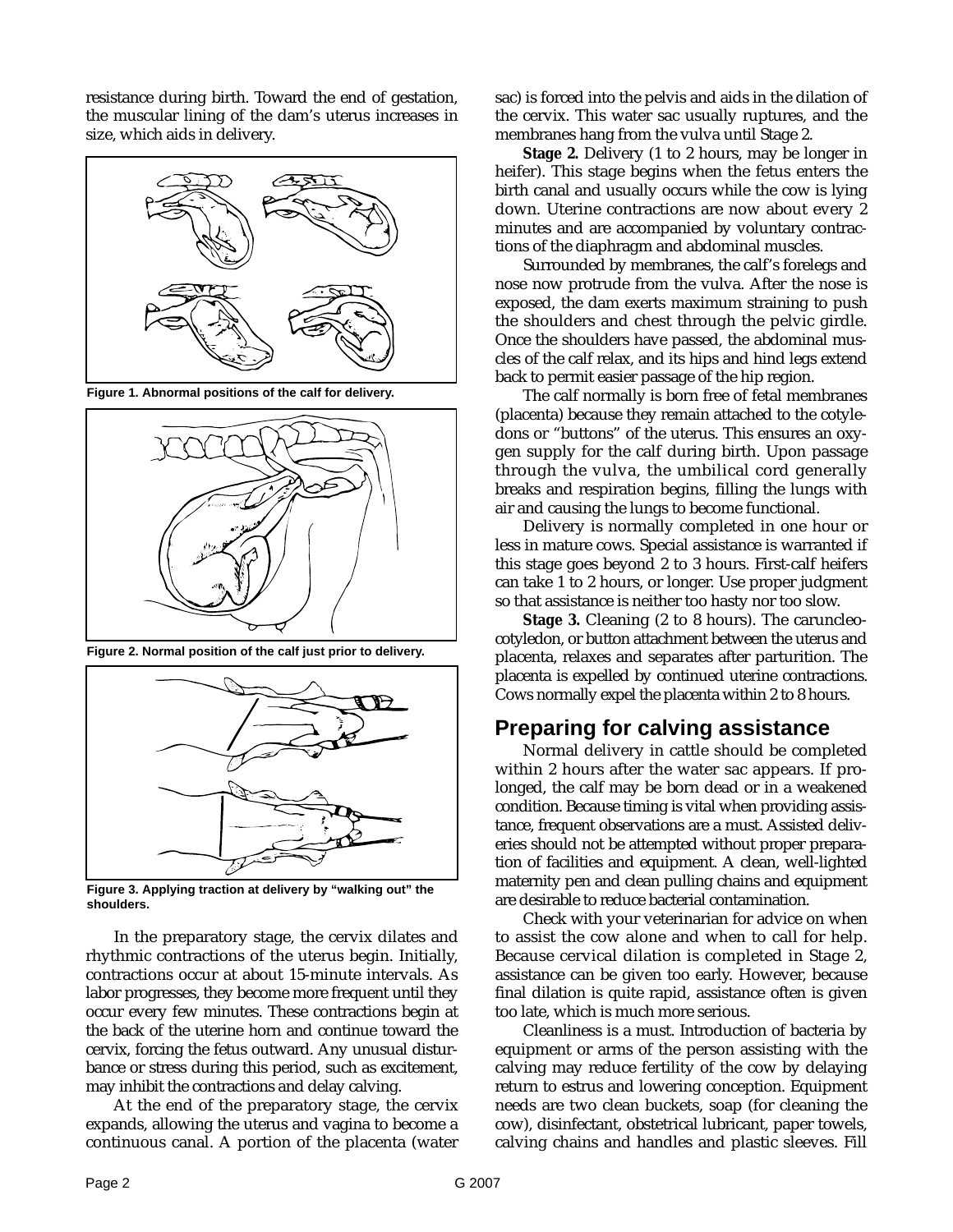resistance during birth. Toward the end of gestation, the muscular lining of the dam's uterus increases in size, which aids in delivery.

Figure 1. Abnormal positions of the calf for delivery.

Figure 2. Normal position of the calf just prior to delivery.

Figure 3. Applying traction at delivery by "walking out" the shoulders.

In the preparatory stage, the cervix dilates and rhythmic contractions of the uterus begin. Initially, contractions occur at about 15-minute intervals. As labor progresses, they become more frequent until they occur every few minutes. These contractions begin at the back of the uterine horn and continue toward the cervix, forcing the fetus outward. Any unusual disturbance or stress during this period, such as excitement, may inhibit the contractions and delay calving.

At the end of the preparatory stage, the cervix expands, allowing the uterus and vagina to become a continuous canal. A portion of the placenta (water sac) is forced into the pelvis and aids in the dilation of the cervix. This water sac usually ruptures, and the membranes hang from the vulva until Stage 2.

**Stage 2.** Delivery (1 to 2 hours, may be longer in heifer). This stage begins when the fetus enters the birth canal and usually occurs while the cow is lying down. Uterine contractions are now about every 2 minutes and are accompanied by voluntary contractions of the diaphragm and abdominal muscles.

Surrounded by membranes, the calf's forelegs and nose now protrude from the vulva. After the nose is exposed, the dam exerts maximum straining to push the shoulders and chest through the pelvic girdle. Once the shoulders have passed, the abdominal muscles of the calf relax, and its hips and hind legs extend back to permit easier passage of the hip region.

The calf normally is born free of fetal membranes (placenta) because they remain attached to the cotyledons or "buttons" of the uterus. This ensures an oxygen supply for the calf during birth. Upon passage through the vulva, the umbilical cord generally breaks and respiration begins, filling the lungs with air and causing the lungs to become functional.

Delivery is normally completed in one hour or less in mature cows. Special assistance is warranted if this stage goes beyond 2 to 3 hours. First-calf heifers can take 1 to 2 hours, or longer. Use proper judgment so that assistance is neither too hasty nor too slow.

**Stage 3.** Cleaning (2 to 8 hours). The caruncleo-cotyledon, or button attachment between the uterus and placenta, relaxes and separates after parturition. The placenta is expelled by continued uterine contractions. Cows normally expel the placenta within 2 to 8 hours.

## Preparing for calving assistance

Normal delivery in cattle should be completed within 2 hours after the water sac appears. If prolonged, the calf may be born dead or in a weakened condition. Because timing is vital when providing assistance, frequent observations are a must. Assisted deliveries should not be attempted without proper preparation of facilities and equipment. A clean, well-lighted maternity pen and clean pulling chains and equipment are desirable to reduce bacterial contamination.

Check with your veterinarian for advice on when to assist the cow alone and when to call for help. Because cervical dilation is completed in Stage 2, assistance can be given too early. However, because final dilation is quite rapid, assistance often is given too late, which is much more serious.

Cleanliness is a must. Introduction of bacteria by equipment or arms of the person assisting with the calving may reduce fertility of the cow by delaying return to estrus and lowering conception. Equipment needs are two clean buckets, soap (for cleaning the cow), disinfectant, obstetrical lubricant, paper towels, calving chains and handles and plastic sleeves. Fill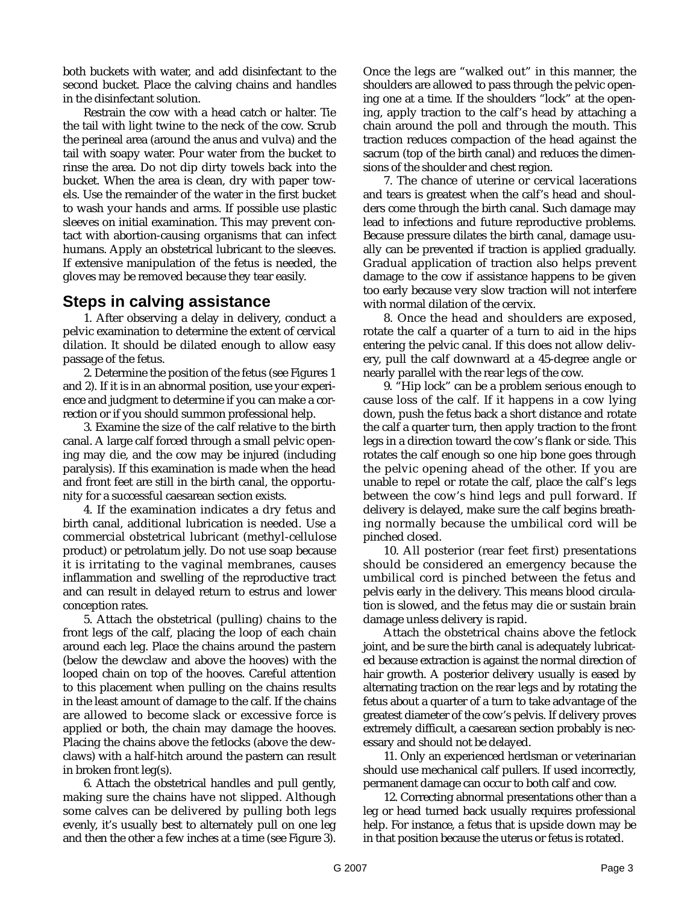both buckets with water, and add disinfectant to the second bucket. Place the calving chains and handles in the disinfectant solution.

Restrain the cow with a head catch or halter. Tie the tail with light twine to the neck of the cow. Scrub the perineal area (around the anus and vulva) and the tail with soapy water. Pour water from the bucket to rinse the area. Do not dip dirty towels back into the bucket. When the area is clean, dry with paper towels. Use the remainder of the water in the first bucket to wash your hands and arms. If possible use plastic sleeves on initial examination. This may prevent contact with abortion-causing organisms that can infect humans. Apply an obstetrical lubricant to the sleeves. If extensive manipulation of the fetus is needed, the gloves may be removed because they tear easily.

## Steps in calving assistance

1. After observing a delay in delivery, conduct a pelvic examination to determine the extent of cervical dilation. It should be dilated enough to allow easy passage of the fetus.

2. Determine the position of the fetus (see Figures 1 and 2). If it is in an abnormal position, use your experience and judgment to determine if you can make a correction or if you should summon professional help.

3. Examine the size of the calf relative to the birth canal. A large calf forced through a small pelvic opening may die, and the cow may be injured (including paralysis). If this examination is made when the head and front feet are still in the birth canal, the opportunity for a successful caesarean section exists.

4. If the examination indicates a dry fetus and birth canal, additional lubrication is needed. Use a commercial obstetrical lubricant (methyl-cellulose product) or petrolatum jelly. Do not use soap because it is irritating to the vaginal membranes, causes inflammation and swelling of the reproductive tract and can result in delayed return to estrus and lower conception rates.

5. Attach the obstetrical (pulling) chains to the front legs of the calf, placing the loop of each chain around each leg. Place the chains around the pastern (below the dewclaw and above the hooves) with the looped chain on top of the hooves. Careful attention to this placement when pulling on the chains results in the least amount of damage to the calf. If the chains are allowed to become slack or excessive force is applied or both, the chain may damage the hooves. Placing the chains above the fetlocks (above the dewclaws) with a half-hitch around the pastern can result in broken front leg(s).

6. Attach the obstetrical handles and pull gently, making sure the chains have not slipped. Although some calves can be delivered by pulling both legs evenly, it's usually best to alternately pull on one leg and then the other a few inches at a time (see Figure 3). Once the legs are "walked out" in this manner, the shoulders are allowed to pass through the pelvic opening one at a time. If the shoulders "lock" at the opening, apply traction to the calf's head by attaching a chain around the poll and through the mouth. This traction reduces compaction of the head against the sacrum (top of the birth canal) and reduces the dimensions of the shoulder and chest region.

7. The chance of uterine or cervical lacerations and tears is greatest when the calf's head and shoulders come through the birth canal. Such damage may lead to infections and future reproductive problems. Because pressure dilates the birth canal, damage usually can be prevented if traction is applied gradually. Gradual application of traction also helps prevent damage to the cow if assistance happens to be given too early because very slow traction will not interfere with normal dilation of the cervix.

8. Once the head and shoulders are exposed, rotate the calf a quarter of a turn to aid in the hips entering the pelvic canal. If this does not allow delivery, pull the calf downward at a 45-degree angle or nearly parallel with the rear legs of the cow.

9. "Hip lock" can be a problem serious enough to cause loss of the calf. If it happens in a cow lying down, push the fetus back a short distance and rotate the calf a quarter turn, then apply traction to the front legs in a direction toward the cow's flank or side. This rotates the calf enough so one hip bone goes through the pelvic opening ahead of the other. If you are unable to repel or rotate the calf, place the calf's legs between the cow's hind legs and pull forward. If delivery is delayed, make sure the calf begins breathing normally because the umbilical cord will be pinched closed.

10. All posterior (rear feet first) presentations should be considered an emergency because the umbilical cord is pinched between the fetus and pelvis early in the delivery. This means blood circulation is slowed, and the fetus may die or sustain brain damage unless delivery is rapid.

Attach the obstetrical chains above the fetlock joint, and be sure the birth canal is adequately lubricated because extraction is against the normal direction of hair growth. A posterior delivery usually is eased by alternating traction on the rear legs and by rotating the fetus about a quarter of a turn to take advantage of the greatest diameter of the cow's pelvis. If delivery proves extremely difficult, a caesarean section probably is necessary and should not be delayed.

11. Only an experienced herdsman or veterinarian should use mechanical calf pullers. If used incorrectly, permanent damage can occur to both calf and cow.

12. Correcting abnormal presentations other than a leg or head turned back usually requires professional help. For instance, a fetus that is upside down may be in that position because the uterus or fetus is rotated.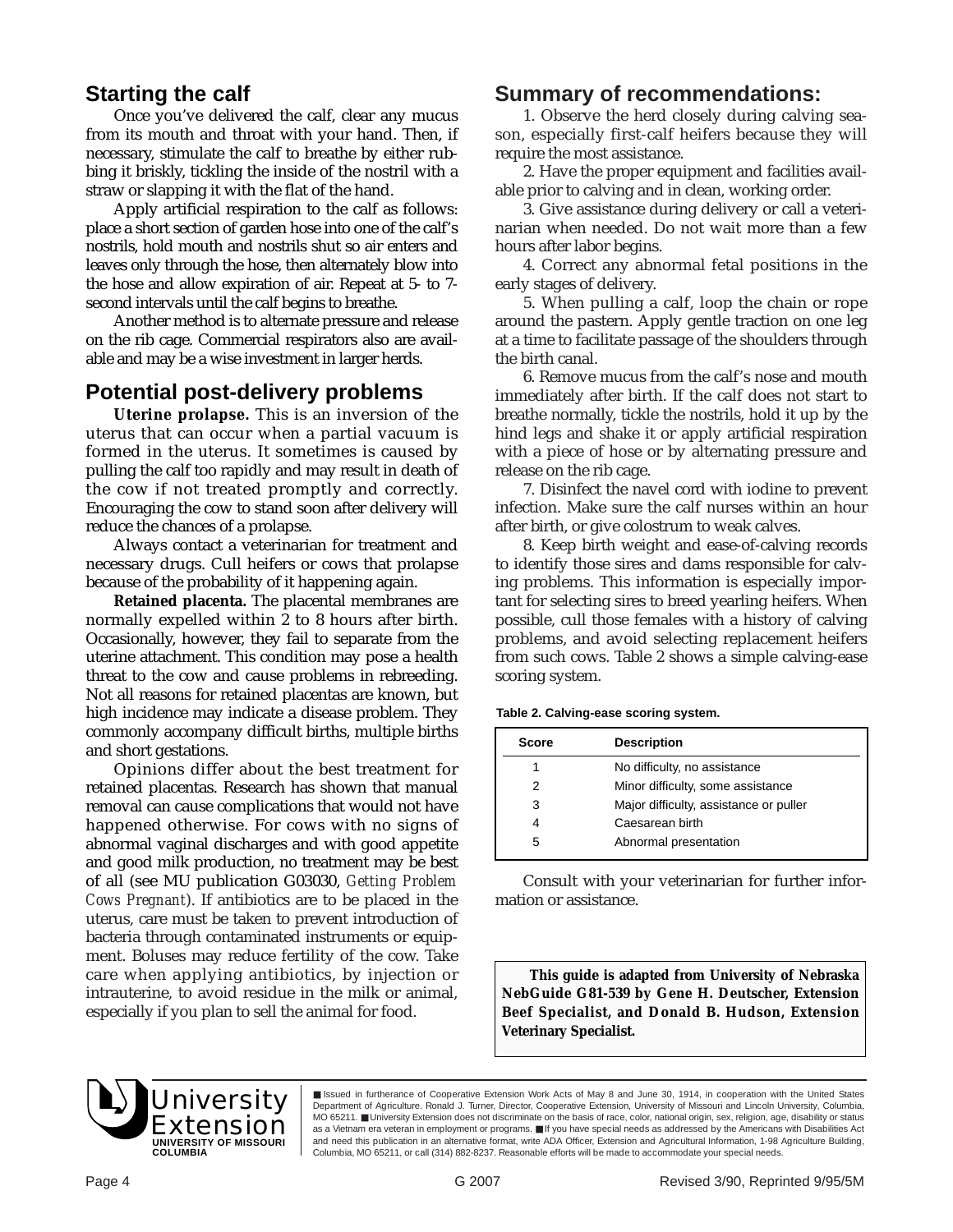## Starting the calf

Once you've delivered the calf, clear any mucus from its mouth and throat with your hand. Then, if necessary, stimulate the calf to breathe by either rubbing it briskly, tickling the inside of the nostril with a straw or slapping it with the flat of the hand.

Apply artificial respiration to the calf as follows: place a short section of garden hose into one of the calf's nostrils, hold mouth and nostrils shut so air enters and leaves only through the hose, then alternately blow into the hose and allow expiration of air. Repeat at 5- to 7-second intervals until the calf begins to breathe.

Another method is to alternate pressure and release on the rib cage. Commercial respirators also are available and may be a wise investment in larger herds.

## Potential post-delivery problems

**Uterine prolapse.** This is an inversion of the uterus that can occur when a partial vacuum is formed in the uterus. It sometimes is caused by pulling the calf too rapidly and may result in death of the cow if not treated promptly and correctly. Encouraging the cow to stand soon after delivery will reduce the chances of a prolapse.

Always contact a veterinarian for treatment and necessary drugs. Cull heifers or cows that prolapse because of the probability of it happening again.

**Retained placenta.** The placental membranes are normally expelled within 2 to 8 hours after birth. Occasionally, however, they fail to separate from the uterine attachment. This condition may pose a health threat to the cow and cause problems in rebreeding. Not all reasons for retained placentas are known, but high incidence may indicate a disease problem. They commonly accompany difficult births, multiple births and short gestations.

Opinions differ about the best treatment for retained placentas. Research has shown that manual removal can cause complications that would not have happened otherwise. For cows with no signs of abnormal vaginal discharges and with good appetite and good milk production, no treatment may be best of all (see MU publication G03030, *Getting Problem Cows Pregnant*). If antibiotics are to be placed in the uterus, care must be taken to prevent introduction of bacteria through contaminated instruments or equipment. Boluses may reduce fertility of the cow. Take care when applying antibiotics, by injection or intrauterine, to avoid residue in the milk or animal, especially if you plan to sell the animal for food.

## Summary of recommendations:

1. Observe the herd closely during calving season, especially first-calf heifers because they will require the most assistance.

2. Have the proper equipment and facilities available prior to calving and in clean, working order.

3. Give assistance during delivery or call a veterinarian when needed. Do not wait more than a few hours after labor begins.

4. Correct any abnormal fetal positions in the early stages of delivery.

5. When pulling a calf, loop the chain or rope around the pastern. Apply gentle traction on one leg at a time to facilitate passage of the shoulders through the birth canal.

6. Remove mucus from the calf's nose and mouth immediately after birth. If the calf does not start to breathe normally, tickle the nostrils, hold it up by the hind legs and shake it or apply artificial respiration with a piece of hose or by alternating pressure and release on the rib cage.

7. Disinfect the navel cord with iodine to prevent infection. Make sure the calf nurses within an hour after birth, or give colostrum to weak calves.

8. Keep birth weight and ease-of-calving records to identify those sires and dams responsible for calving problems. This information is especially important for selecting sires to breed yearling heifers. When possible, cull those females with a history of calving problems, and avoid selecting replacement heifers from such cows. Table 2 shows a simple calving-ease scoring system.

**Table 2. Calving-ease scoring system.**

| Score | Description |
|---|---|
| 1 | No difficulty, no assistance |
| 2 | Minor difficulty, some assistance |
| 3 | Major difficulty, assistance or puller |
| 4 | Caesarean birth |
| 5 | Abnormal presentation |

Consult with your veterinarian for further information or assistance.

**This guide is adapted from University of Nebraska NebGuide G81-539 by Gene H. Deutscher, Extension Beef Specialist, and Donald B. Hudson, Extension Veterinary Specialist.**

University Extension
UNIVERSITY OF MISSOURI COLUMBIA

■ Issued in furtherance of Cooperative Extension Work Acts of May 8 and June 30, 1914, in cooperation with the United States Department of Agriculture. Ronald J. Turner, Director, Cooperative Extension, University of Missouri and Lincoln University, Columbia, MO 65211. ■ University Extension does not discriminate on the basis of race, color, national origin, sex, religion, age, disability or status as a Vietnam era veteran in employment or programs. ■ If you have special needs as addressed by the Americans with Disabilities Act and need this publication in an alternative format, write ADA Officer, Extension and Agricultural Information, 1-98 Agriculture Building, Columbia, MO 65211, or call (314) 882-8237. Reasonable efforts will be made to accommodate your special needs.

G 2007 Revised 3/90, Reprinted 9/95/5M